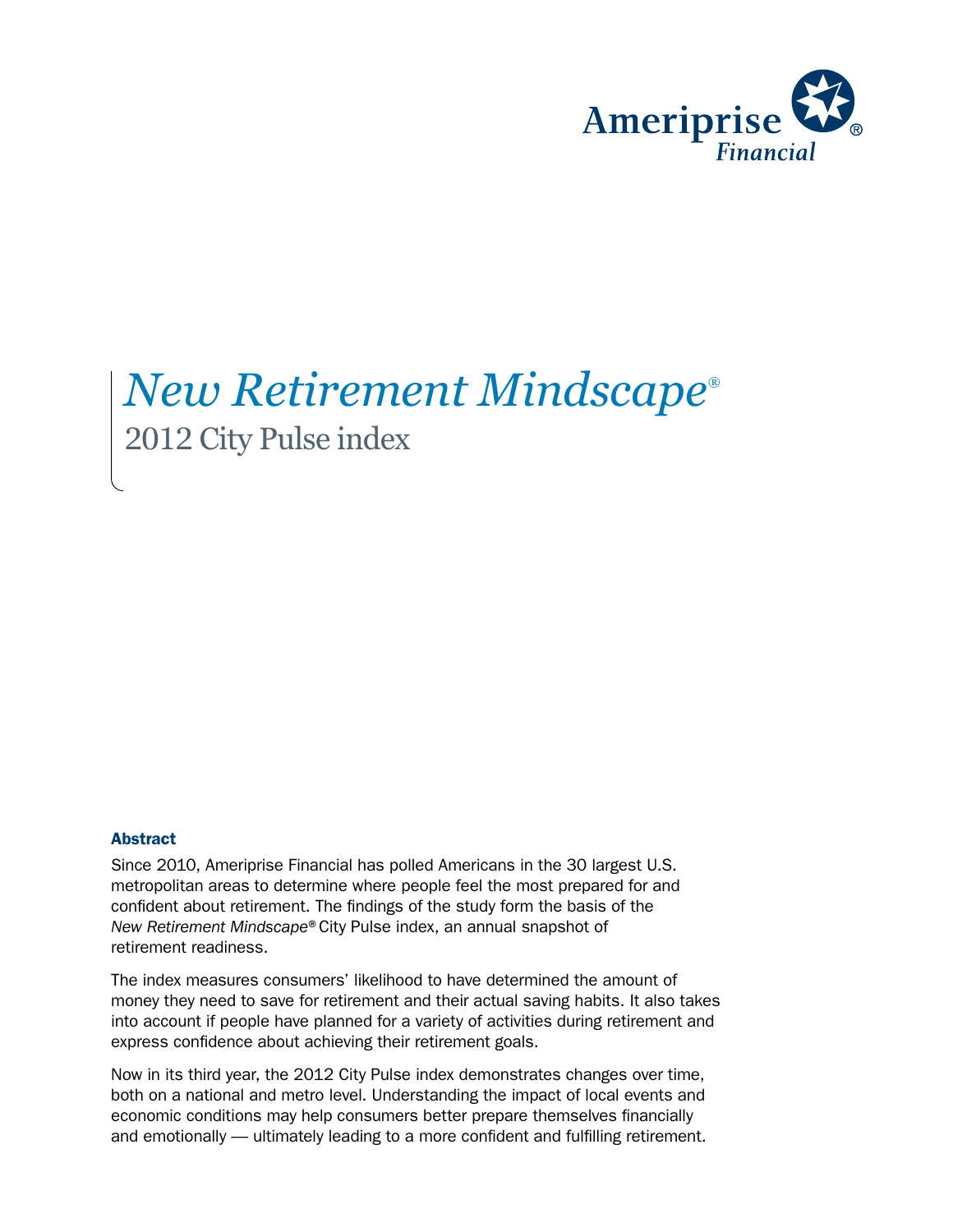Ameriprise Financial

# *New Retirement Mindscape®*

## 2012 City Pulse index

### Abstract

Since 2010, Ameriprise Financial has polled Americans in the 30 largest U.S. metropolitan areas to determine where people feel the most prepared for and confident about retirement. The findings of the study form the basis of the *New Retirement Mindscape®* City Pulse index, an annual snapshot of retirement readiness.

The index measures consumers' likelihood to have determined the amount of money they need to save for retirement and their actual saving habits. It also takes into account if people have planned for a variety of activities during retirement and express confidence about achieving their retirement goals.

Now in its third year, the 2012 City Pulse index demonstrates changes over time, both on a national and metro level. Understanding the impact of local events and economic conditions may help consumers better prepare themselves financially and emotionally — ultimately leading to a more confident and fulfilling retirement.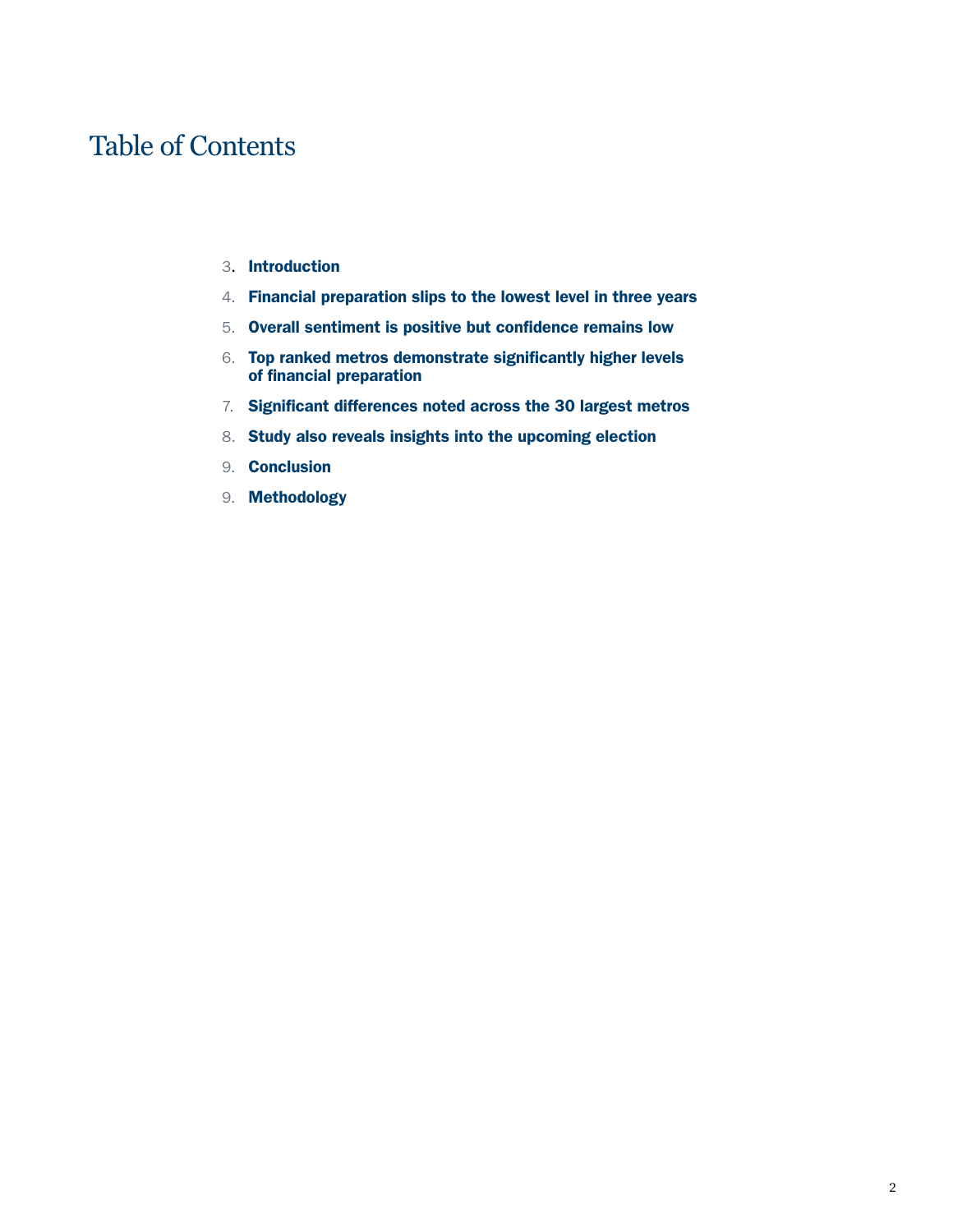# Table of Contents

3. **Introduction**
4. **Financial preparation slips to the lowest level in three years**
5. **Overall sentiment is positive but confidence remains low**
6. **Top ranked metros demonstrate significantly higher levels of financial preparation**
7. **Significant differences noted across the 30 largest metros**
8. **Study also reveals insights into the upcoming election**
9. **Conclusion**
9. **Methodology**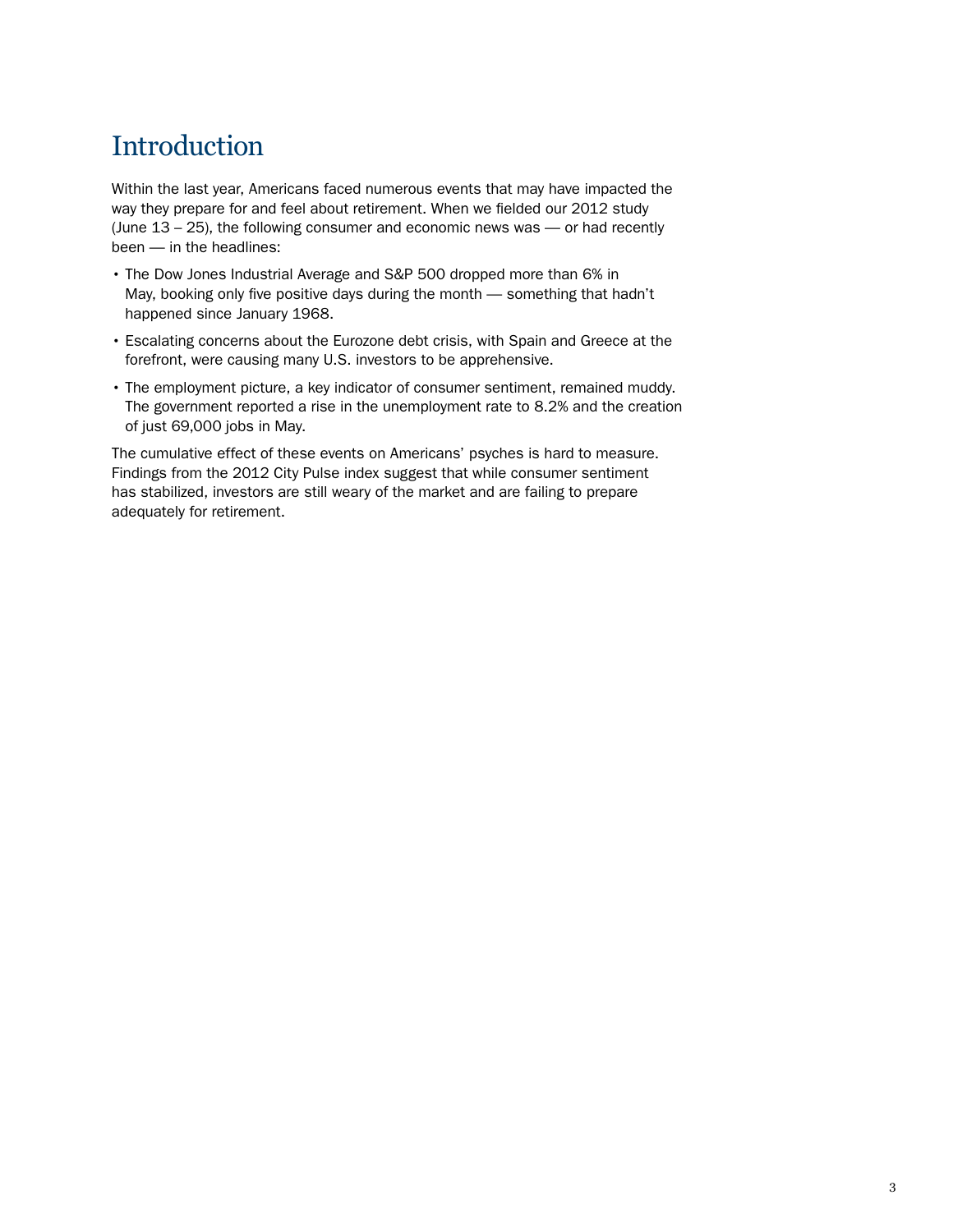# Introduction

Within the last year, Americans faced numerous events that may have impacted the way they prepare for and feel about retirement. When we fielded our 2012 study (June 13 – 25), the following consumer and economic news was — or had recently been — in the headlines:

- The Dow Jones Industrial Average and S&P 500 dropped more than 6% in May, booking only five positive days during the month — something that hadn't happened since January 1968.
- Escalating concerns about the Eurozone debt crisis, with Spain and Greece at the forefront, were causing many U.S. investors to be apprehensive.
- The employment picture, a key indicator of consumer sentiment, remained muddy. The government reported a rise in the unemployment rate to 8.2% and the creation of just 69,000 jobs in May.

The cumulative effect of these events on Americans' psyches is hard to measure. Findings from the 2012 City Pulse index suggest that while consumer sentiment has stabilized, investors are still weary of the market and are failing to prepare adequately for retirement.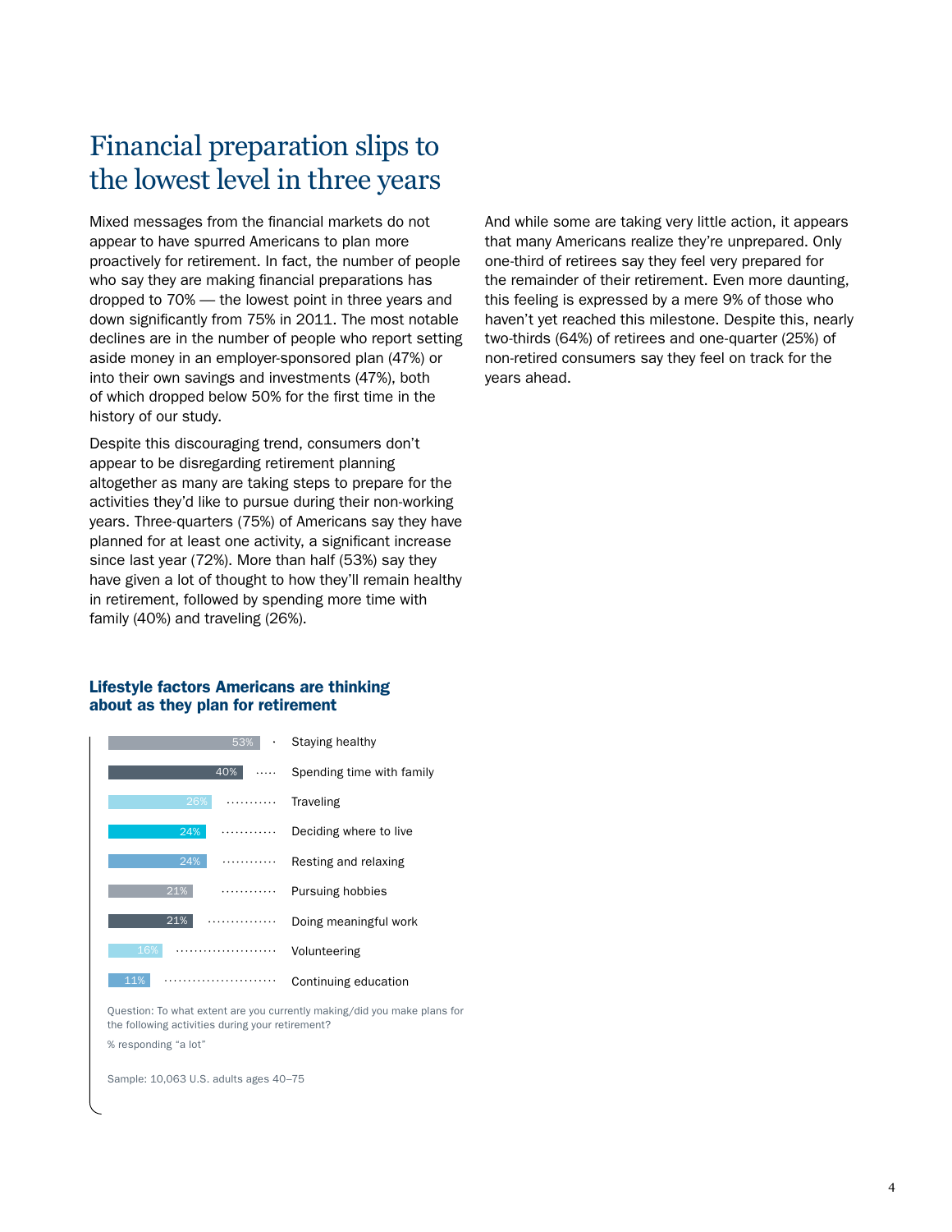# Financial preparation slips to the lowest level in three years

Mixed messages from the financial markets do not appear to have spurred Americans to plan more proactively for retirement. In fact, the number of people who say they are making financial preparations has dropped to 70% — the lowest point in three years and down significantly from 75% in 2011. The most notable declines are in the number of people who report setting aside money in an employer-sponsored plan (47%) or into their own savings and investments (47%), both of which dropped below 50% for the first time in the history of our study.

Despite this discouraging trend, consumers don't appear to be disregarding retirement planning altogether as many are taking steps to prepare for the activities they'd like to pursue during their non-working years. Three-quarters (75%) of Americans say they have planned for at least one activity, a significant increase since last year (72%). More than half (53%) say they have given a lot of thought to how they'll remain healthy in retirement, followed by spending more time with family (40%) and traveling (26%).

And while some are taking very little action, it appears that many Americans realize they're unprepared. Only one-third of retirees say they feel very prepared for the remainder of their retirement. Even more daunting, this feeling is expressed by a mere 9% of those who haven't yet reached this milestone. Despite this, nearly two-thirds (64%) of retirees and one-quarter (25%) of non-retired consumers say they feel on track for the years ahead.

### Lifestyle factors Americans are thinking about as they plan for retirement

| Activity | % |
|---|---|
| Staying healthy | 53% |
| Spending time with family | 40% |
| Traveling | 26% |
| Deciding where to live | 24% |
| Resting and relaxing | 24% |
| Pursuing hobbies | 21% |
| Doing meaningful work | 21% |
| Volunteering | 16% |
| Continuing education | 11% |

Question: To what extent are you currently making/did you make plans for the following activities during your retirement?

% responding "a lot"

Sample: 10,063 U.S. adults ages 40–75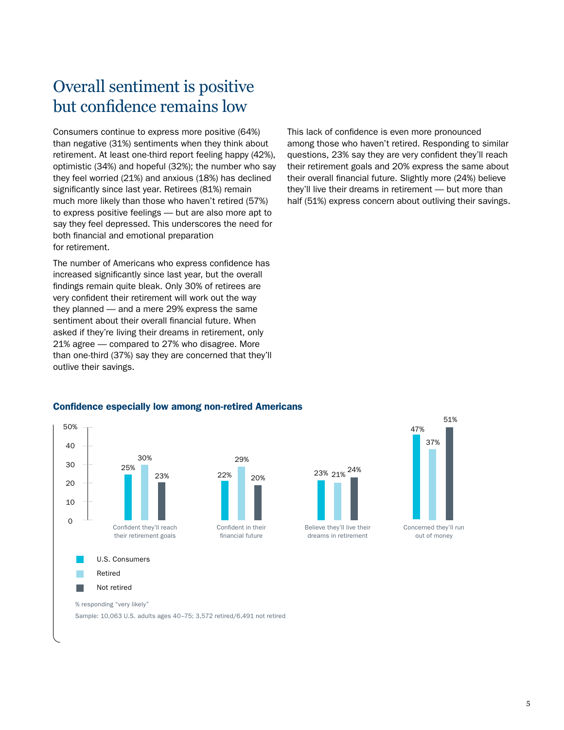# Overall sentiment is positive but confidence remains low

Consumers continue to express more positive (64%) than negative (31%) sentiments when they think about retirement. At least one-third report feeling happy (42%), optimistic (34%) and hopeful (32%); the number who say they feel worried (21%) and anxious (18%) has declined significantly since last year. Retirees (81%) remain much more likely than those who haven't retired (57%) to express positive feelings — but are also more apt to say they feel depressed. This underscores the need for both financial and emotional preparation for retirement.

The number of Americans who express confidence has increased significantly since last year, but the overall findings remain quite bleak. Only 30% of retirees are very confident their retirement will work out the way they planned — and a mere 29% express the same sentiment about their overall financial future. When asked if they're living their dreams in retirement, only 21% agree — compared to 27% who disagree. More than one-third (37%) say they are concerned that they'll outlive their savings.

This lack of confidence is even more pronounced among those who haven't retired. Responding to similar questions, 23% say they are very confident they'll reach their retirement goals and 20% express the same about their overall financial future. Slightly more (24%) believe they'll live their dreams in retirement — but more than half (51%) express concern about outliving their savings.

**Confidence especially low among non-retired Americans**

| | U.S. Consumers | Retired | Not retired |
|---|---|---|---|
| Confident they'll reach their retirement goals | 25% | 30% | 23% |
| Confident in their financial future | 22% | 29% | 20% |
| Believe they'll live their dreams in retirement | 23% | 21% | 24% |
| Concerned they'll run out of money | 47% | 37% | 51% |

% responding "very likely"

Sample: 10,063 U.S. adults ages 40–75; 3,572 retired/6,491 not retired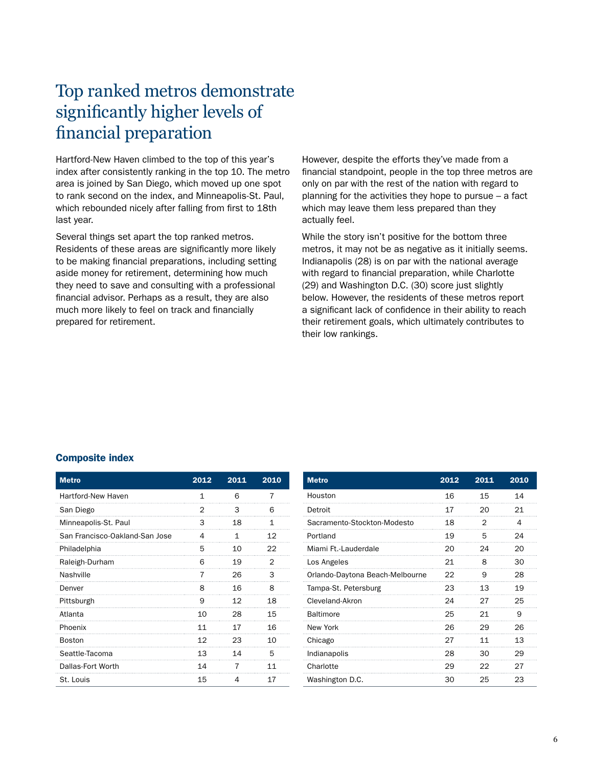# Top ranked metros demonstrate significantly higher levels of financial preparation

Hartford-New Haven climbed to the top of this year's index after consistently ranking in the top 10. The metro area is joined by San Diego, which moved up one spot to rank second on the index, and Minneapolis-St. Paul, which rebounded nicely after falling from first to 18th last year.

Several things set apart the top ranked metros. Residents of these areas are significantly more likely to be making financial preparations, including setting aside money for retirement, determining how much they need to save and consulting with a professional financial advisor. Perhaps as a result, they are also much more likely to feel on track and financially prepared for retirement.

However, despite the efforts they've made from a financial standpoint, people in the top three metros are only on par with the rest of the nation with regard to planning for the activities they hope to pursue – a fact which may leave them less prepared than they actually feel.

While the story isn't positive for the bottom three metros, it may not be as negative as it initially seems. Indianapolis (28) is on par with the national average with regard to financial preparation, while Charlotte (29) and Washington D.C. (30) score just slightly below. However, the residents of these metros report a significant lack of confidence in their ability to reach their retirement goals, which ultimately contributes to their low rankings.

### Composite index

| Metro | 2012 | 2011 | 2010 |
|---|---|---|---|
| Hartford-New Haven | 1 | 6 | 7 |
| San Diego | 2 | 3 | 6 |
| Minneapolis-St. Paul | 3 | 18 | 1 |
| San Francisco-Oakland-San Jose | 4 | 1 | 12 |
| Philadelphia | 5 | 10 | 22 |
| Raleigh-Durham | 6 | 19 | 2 |
| Nashville | 7 | 26 | 3 |
| Denver | 8 | 16 | 8 |
| Pittsburgh | 9 | 12 | 18 |
| Atlanta | 10 | 28 | 15 |
| Phoenix | 11 | 17 | 16 |
| Boston | 12 | 23 | 10 |
| Seattle-Tacoma | 13 | 14 | 5 |
| Dallas-Fort Worth | 14 | 7 | 11 |
| St. Louis | 15 | 4 | 17 |
| Houston | 16 | 15 | 14 |
| Detroit | 17 | 20 | 21 |
| Sacramento-Stockton-Modesto | 18 | 2 | 4 |
| Portland | 19 | 5 | 24 |
| Miami Ft.-Lauderdale | 20 | 24 | 20 |
| Los Angeles | 21 | 8 | 30 |
| Orlando-Daytona Beach-Melbourne | 22 | 9 | 28 |
| Tampa-St. Petersburg | 23 | 13 | 19 |
| Cleveland-Akron | 24 | 27 | 25 |
| Baltimore | 25 | 21 | 9 |
| New York | 26 | 29 | 26 |
| Chicago | 27 | 11 | 13 |
| Indianapolis | 28 | 30 | 29 |
| Charlotte | 29 | 22 | 27 |
| Washington D.C. | 30 | 25 | 23 |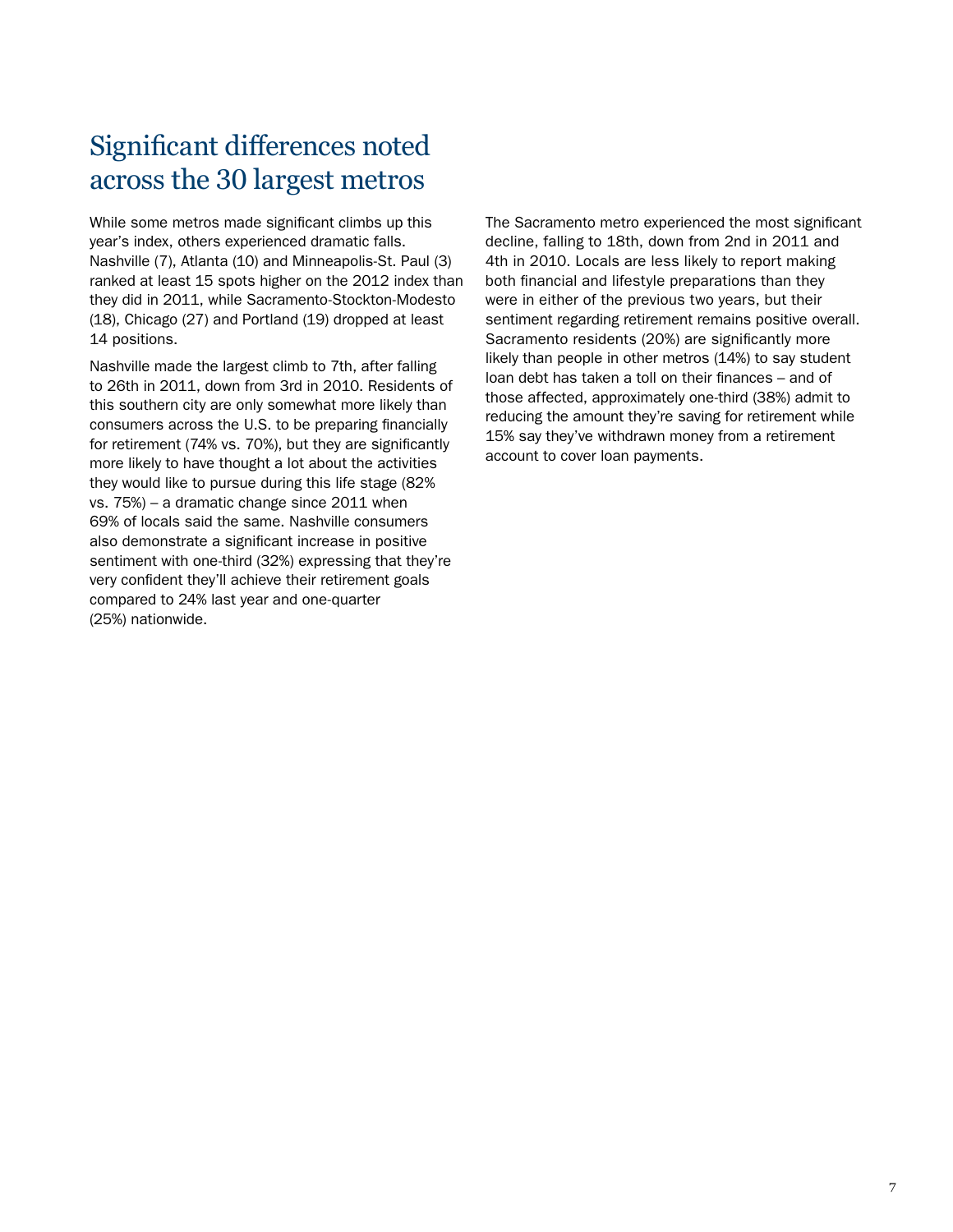# Significant differences noted across the 30 largest metros

While some metros made significant climbs up this year's index, others experienced dramatic falls. Nashville (7), Atlanta (10) and Minneapolis-St. Paul (3) ranked at least 15 spots higher on the 2012 index than they did in 2011, while Sacramento-Stockton-Modesto (18), Chicago (27) and Portland (19) dropped at least 14 positions.

Nashville made the largest climb to 7th, after falling to 26th in 2011, down from 3rd in 2010. Residents of this southern city are only somewhat more likely than consumers across the U.S. to be preparing financially for retirement (74% vs. 70%), but they are significantly more likely to have thought a lot about the activities they would like to pursue during this life stage (82% vs. 75%) – a dramatic change since 2011 when 69% of locals said the same. Nashville consumers also demonstrate a significant increase in positive sentiment with one-third (32%) expressing that they're very confident they'll achieve their retirement goals compared to 24% last year and one-quarter (25%) nationwide.

The Sacramento metro experienced the most significant decline, falling to 18th, down from 2nd in 2011 and 4th in 2010. Locals are less likely to report making both financial and lifestyle preparations than they were in either of the previous two years, but their sentiment regarding retirement remains positive overall. Sacramento residents (20%) are significantly more likely than people in other metros (14%) to say student loan debt has taken a toll on their finances – and of those affected, approximately one-third (38%) admit to reducing the amount they're saving for retirement while 15% say they've withdrawn money from a retirement account to cover loan payments.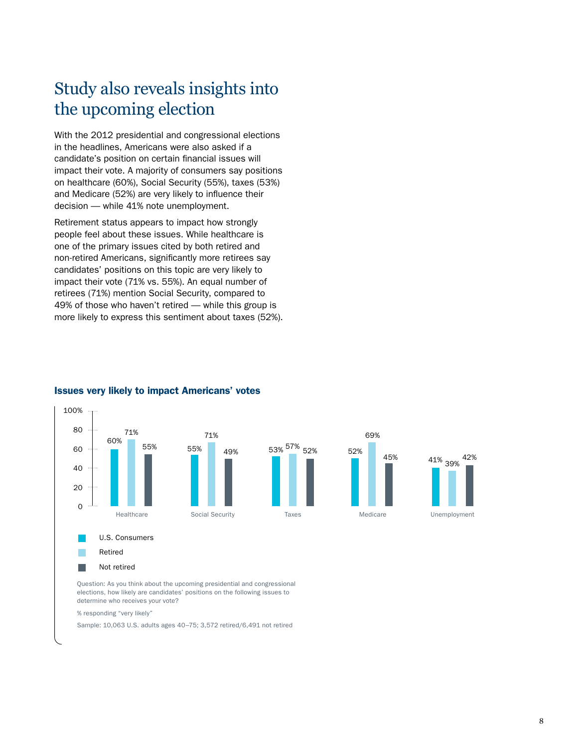# Study also reveals insights into the upcoming election

With the 2012 presidential and congressional elections in the headlines, Americans were also asked if a candidate's position on certain financial issues will impact their vote. A majority of consumers say positions on healthcare (60%), Social Security (55%), taxes (53%) and Medicare (52%) are very likely to influence their decision — while 41% note unemployment.

Retirement status appears to impact how strongly people feel about these issues. While healthcare is one of the primary issues cited by both retired and non-retired Americans, significantly more retirees say candidates' positions on this topic are very likely to impact their vote (71% vs. 55%). An equal number of retirees (71%) mention Social Security, compared to 49% of those who haven't retired — while this group is more likely to express this sentiment about taxes (52%).

### Issues very likely to impact Americans' votes

| Issue | U.S. Consumers | Retired | Not retired |
|---|---|---|---|
| Healthcare | 60% | 71% | 55% |
| Social Security | 55% | 71% | 49% |
| Taxes | 53% | 57% | 52% |
| Medicare | 52% | 69% | 45% |
| Unemployment | 41% | 39% | 42% |

Question: As you think about the upcoming presidential and congressional elections, how likely are candidates' positions on the following issues to determine who receives your vote?

% responding "very likely"

Sample: 10,063 U.S. adults ages 40–75; 3,572 retired/6,491 not retired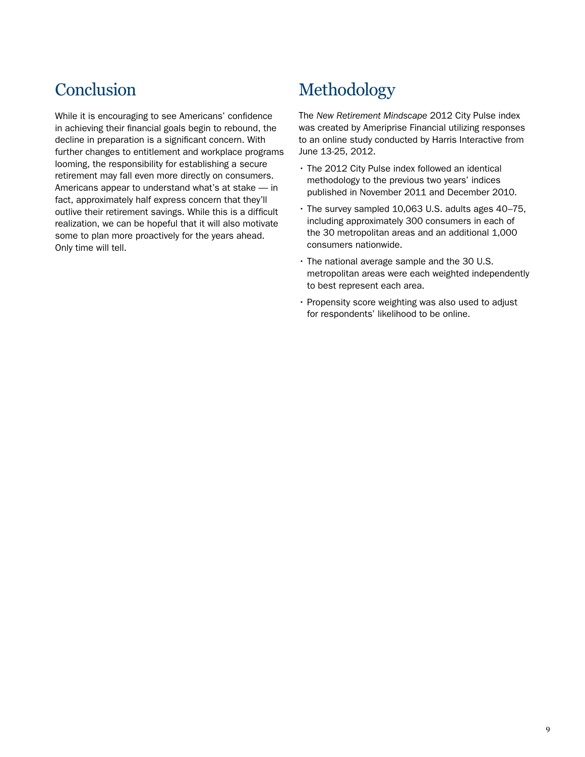## Conclusion

While it is encouraging to see Americans' confidence in achieving their financial goals begin to rebound, the decline in preparation is a significant concern. With further changes to entitlement and workplace programs looming, the responsibility for establishing a secure retirement may fall even more directly on consumers. Americans appear to understand what's at stake — in fact, approximately half express concern that they'll outlive their retirement savings. While this is a difficult realization, we can be hopeful that it will also motivate some to plan more proactively for the years ahead. Only time will tell.

## Methodology

The *New Retirement Mindscape* 2012 City Pulse index was created by Ameriprise Financial utilizing responses to an online study conducted by Harris Interactive from June 13-25, 2012.

- The 2012 City Pulse index followed an identical methodology to the previous two years' indices published in November 2011 and December 2010.
- The survey sampled 10,063 U.S. adults ages 40–75, including approximately 300 consumers in each of the 30 metropolitan areas and an additional 1,000 consumers nationwide.
- The national average sample and the 30 U.S. metropolitan areas were each weighted independently to best represent each area.
- Propensity score weighting was also used to adjust for respondents' likelihood to be online.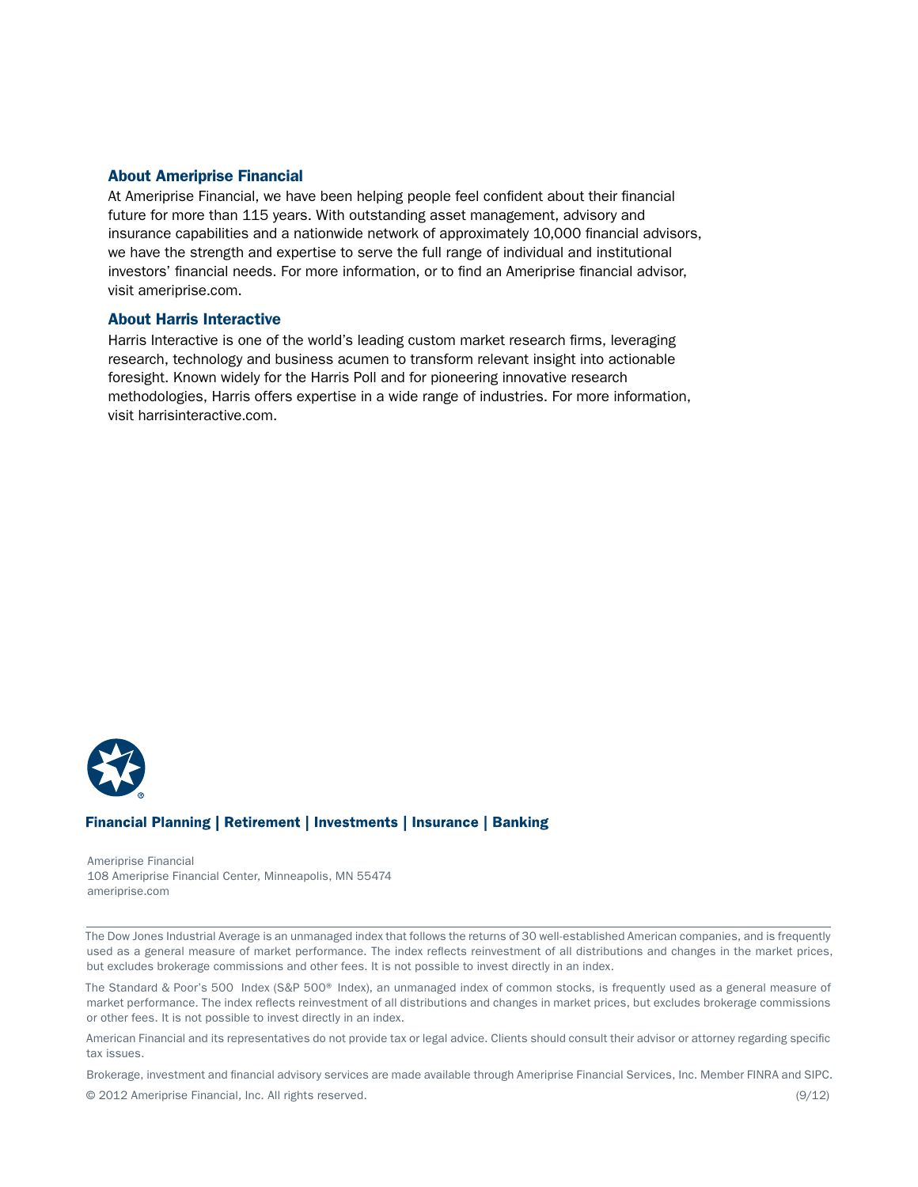## About Ameriprise Financial

At Ameriprise Financial, we have been helping people feel confident about their financial future for more than 115 years. With outstanding asset management, advisory and insurance capabilities and a nationwide network of approximately 10,000 financial advisors, we have the strength and expertise to serve the full range of individual and institutional investors' financial needs. For more information, or to find an Ameriprise financial advisor, visit ameriprise.com.

## About Harris Interactive

Harris Interactive is one of the world's leading custom market research firms, leveraging research, technology and business acumen to transform relevant insight into actionable foresight. Known widely for the Harris Poll and for pioneering innovative research methodologies, Harris offers expertise in a wide range of industries. For more information, visit harrisinteractive.com.

**Financial Planning | Retirement | Investments | Insurance | Banking**

Ameriprise Financial
108 Ameriprise Financial Center, Minneapolis, MN 55474
ameriprise.com

The Dow Jones Industrial Average is an unmanaged index that follows the returns of 30 well-established American companies, and is frequently used as a general measure of market performance. The index reflects reinvestment of all distributions and changes in the market prices, but excludes brokerage commissions and other fees. It is not possible to invest directly in an index.

The Standard & Poor's 500 Index (S&P 500® Index), an unmanaged index of common stocks, is frequently used as a general measure of market performance. The index reflects reinvestment of all distributions and changes in market prices, but excludes brokerage commissions or other fees. It is not possible to invest directly in an index.

American Financial and its representatives do not provide tax or legal advice. Clients should consult their advisor or attorney regarding specific tax issues.

Brokerage, investment and financial advisory services are made available through Ameriprise Financial Services, Inc. Member FINRA and SIPC.

© 2012 Ameriprise Financial, Inc. All rights reserved. (9/12)